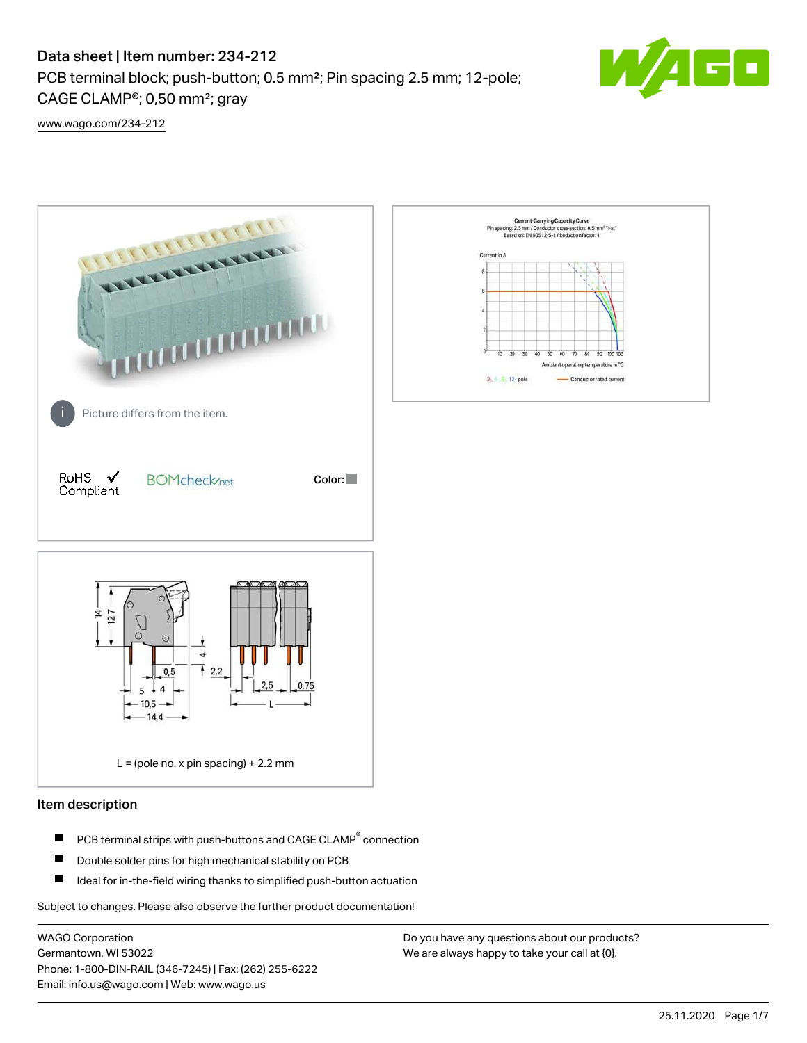# Data sheet | Item number: 234-212

PCB terminal block; push-button; 0.5 mm²; Pin spacing 2.5 mm; 12-pole; CAGE CLAMP®; 0,50 mm²; gray

www.wago.com/234-212

Picture differs from the item.

RoHS Compliant

BOMcheck.net

Color:

L = (pole no. x pin spacing) + 2.2 mm

## Item description

- PCB terminal strips with push-buttons and CAGE CLAMP® connection
- Double solder pins for high mechanical stability on PCB
- Ideal for in-the-field wiring thanks to simplified push-button actuation

Subject to changes. Please also observe the further product documentation!

WAGO Corporation
Germantown, WI 53022
Phone: 1-800-DIN-RAIL (346-7245) | Fax: (262) 255-6222
Email: info.us@wago.com | Web: www.wago.us

Do you have any questions about our products?
We are always happy to take your call at {0}.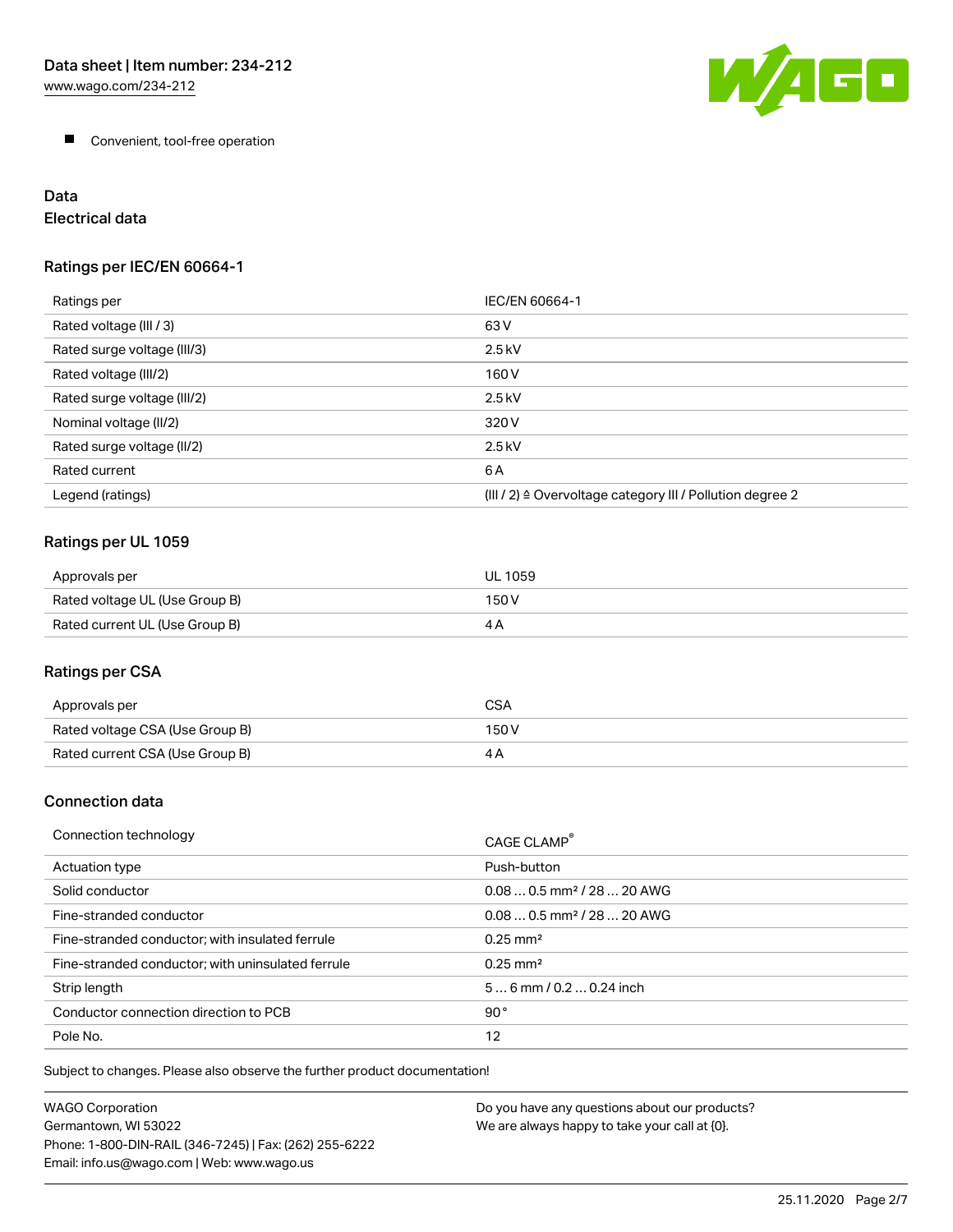- Convenient, tool-free operation

## Data

### Electrical data

#### Ratings per IEC/EN 60664-1

| Ratings per | IEC/EN 60664-1 |
|---|---|
| Rated voltage (III / 3) | 63 V |
| Rated surge voltage (III/3) | 2.5 kV |
| Rated voltage (III/2) | 160 V |
| Rated surge voltage (III/2) | 2.5 kV |
| Nominal voltage (II/2) | 320 V |
| Rated surge voltage (II/2) | 2.5 kV |
| Rated current | 6 A |
| Legend (ratings) | (III / 2) ≙ Overvoltage category III / Pollution degree 2 |

#### Ratings per UL 1059

| Approvals per | UL 1059 |
|---|---|
| Rated voltage UL (Use Group B) | 150 V |
| Rated current UL (Use Group B) | 4 A |

#### Ratings per CSA

| Approvals per | CSA |
|---|---|
| Rated voltage CSA (Use Group B) | 150 V |
| Rated current CSA (Use Group B) | 4 A |

### Connection data

| Connection technology | CAGE CLAMP® |
|---|---|
| Actuation type | Push-button |
| Solid conductor | 0.08 … 0.5 mm² / 28 … 20 AWG |
| Fine-stranded conductor | 0.08 … 0.5 mm² / 28 … 20 AWG |
| Fine-stranded conductor; with insulated ferrule | 0.25 mm² |
| Fine-stranded conductor; with uninsulated ferrule | 0.25 mm² |
| Strip length | 5 … 6 mm / 0.2 … 0.24 inch |
| Conductor connection direction to PCB | 90° |
| Pole No. | 12 |

Subject to changes. Please also observe the further product documentation!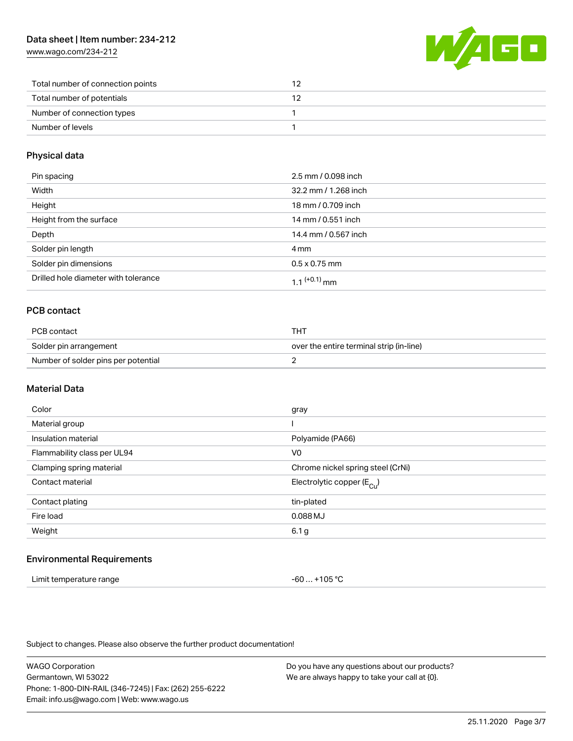| | |
|---|---|
| Total number of connection points | 12 |
| Total number of potentials | 12 |
| Number of connection types | 1 |
| Number of levels | 1 |

## Physical data

| | |
|---|---|
| Pin spacing | 2.5 mm / 0.098 inch |
| Width | 32.2 mm / 1.268 inch |
| Height | 18 mm / 0.709 inch |
| Height from the surface | 14 mm / 0.551 inch |
| Depth | 14.4 mm / 0.567 inch |
| Solder pin length | 4 mm |
| Solder pin dimensions | 0.5 x 0.75 mm |
| Drilled hole diameter with tolerance | $1.1^{(+0.1)}$ mm |

## PCB contact

| | |
|---|---|
| PCB contact | THT |
| Solder pin arrangement | over the entire terminal strip (in-line) |
| Number of solder pins per potential | 2 |

## Material Data

| | |
|---|---|
| Color | gray |
| Material group | I |
| Insulation material | Polyamide (PA66) |
| Flammability class per UL94 | V0 |
| Clamping spring material | Chrome nickel spring steel (CrNi) |
| Contact material | Electrolytic copper ($E_{Cu}$) |
| Contact plating | tin-plated |
| Fire load | 0.088 MJ |
| Weight | 6.1 g |

## Environmental Requirements

| | |
|---|---|
| Limit temperature range | -60 … +105 °C |

Subject to changes. Please also observe the further product documentation!

WAGO Corporation
Germantown, WI 53022
Phone: 1-800-DIN-RAIL (346-7245) | Fax: (262) 255-6222
Email: info.us@wago.com | Web: www.wago.us

Do you have any questions about our products?
We are always happy to take your call at {0}.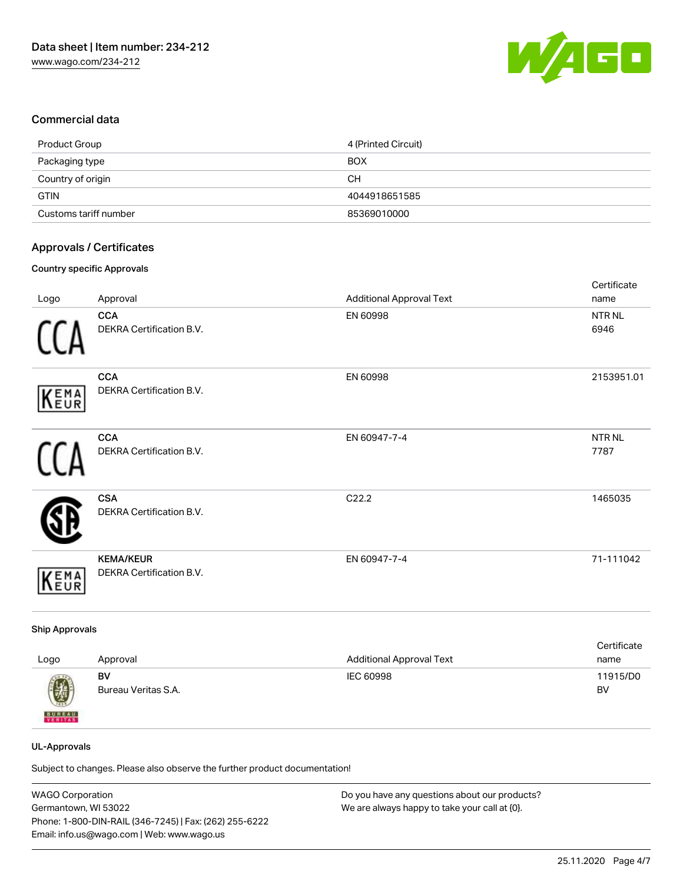## Commercial data

| Product Group | 4 (Printed Circuit) |
| --- | --- |
| Packaging type | BOX |
| Country of origin | CH |
| GTIN | 4044918651585 |
| Customs tariff number | 85369010000 |

## Approvals / Certificates

### Country specific Approvals

| Logo | Approval | Additional Approval Text | Certificate name |
| --- | --- | --- | --- |
| | **CCA** DEKRA Certification B.V. | EN 60998 | NTR NL 6946 |
| | **CCA** DEKRA Certification B.V. | EN 60998 | 2153951.01 |
| | **CCA** DEKRA Certification B.V. | EN 60947-7-4 | NTR NL 7787 |
| | **CSA** DEKRA Certification B.V. | C22.2 | 1465035 |
| | **KEMA/KEUR** DEKRA Certification B.V. | EN 60947-7-4 | 71-111042 |

### Ship Approvals

| Logo | Approval | Additional Approval Text | Certificate name |
| --- | --- | --- | --- |
| | **BV** Bureau Veritas S.A. | IEC 60998 | 11915/D0 BV |

### UL-Approvals

Subject to changes. Please also observe the further product documentation!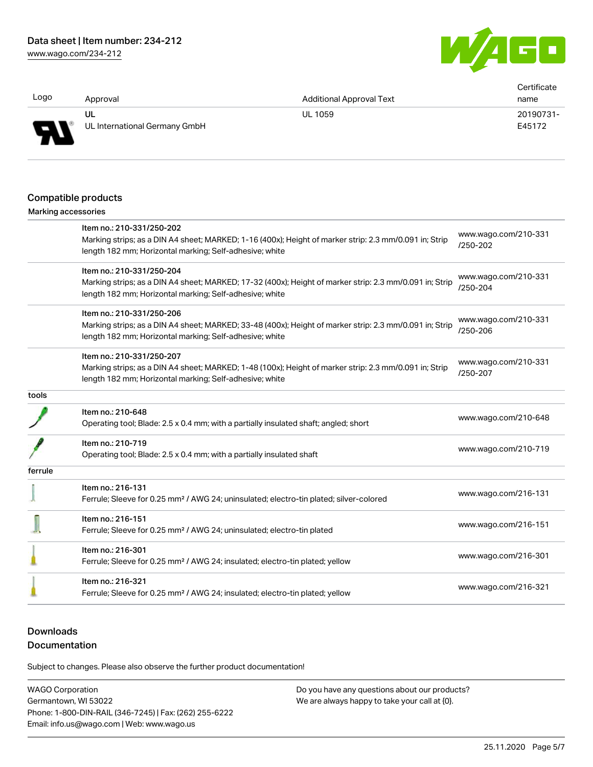| Logo | Approval | Additional Approval Text | Certificate name |
| --- | --- | --- | --- |
| | UL<br>UL International Germany GmbH | UL 1059 | 20190731-E45172 |

## Compatible products

Marking accessories

| | | |
| --- | --- | --- |
| | Item no.: 210-331/250-202<br>Marking strips; as a DIN A4 sheet; MARKED; 1-16 (400x); Height of marker strip: 2.3 mm/0.091 in; Strip length 182 mm; Horizontal marking; Self-adhesive; white | www.wago.com/210-331/250-202 |
| | Item no.: 210-331/250-204<br>Marking strips; as a DIN A4 sheet; MARKED; 17-32 (400x); Height of marker strip: 2.3 mm/0.091 in; Strip length 182 mm; Horizontal marking; Self-adhesive; white | www.wago.com/210-331/250-204 |
| | Item no.: 210-331/250-206<br>Marking strips; as a DIN A4 sheet; MARKED; 33-48 (400x); Height of marker strip: 2.3 mm/0.091 in; Strip length 182 mm; Horizontal marking; Self-adhesive; white | www.wago.com/210-331/250-206 |
| | Item no.: 210-331/250-207<br>Marking strips; as a DIN A4 sheet; MARKED; 1-48 (100x); Height of marker strip: 2.3 mm/0.091 in; Strip length 182 mm; Horizontal marking; Self-adhesive; white | www.wago.com/210-331/250-207 |
| tools | | |
| | Item no.: 210-648<br>Operating tool; Blade: 2.5 x 0.4 mm; with a partially insulated shaft; angled; short | www.wago.com/210-648 |
| | Item no.: 210-719<br>Operating tool; Blade: 2.5 x 0.4 mm; with a partially insulated shaft | www.wago.com/210-719 |
| ferrule | | |
| | Item no.: 216-131<br>Ferrule; Sleeve for 0.25 mm² / AWG 24; uninsulated; electro-tin plated; silver-colored | www.wago.com/216-131 |
| | Item no.: 216-151<br>Ferrule; Sleeve for 0.25 mm² / AWG 24; uninsulated; electro-tin plated | www.wago.com/216-151 |
| | Item no.: 216-301<br>Ferrule; Sleeve for 0.25 mm² / AWG 24; insulated; electro-tin plated; yellow | www.wago.com/216-301 |
| | Item no.: 216-321<br>Ferrule; Sleeve for 0.25 mm² / AWG 24; insulated; electro-tin plated; yellow | www.wago.com/216-321 |

## Downloads
## Documentation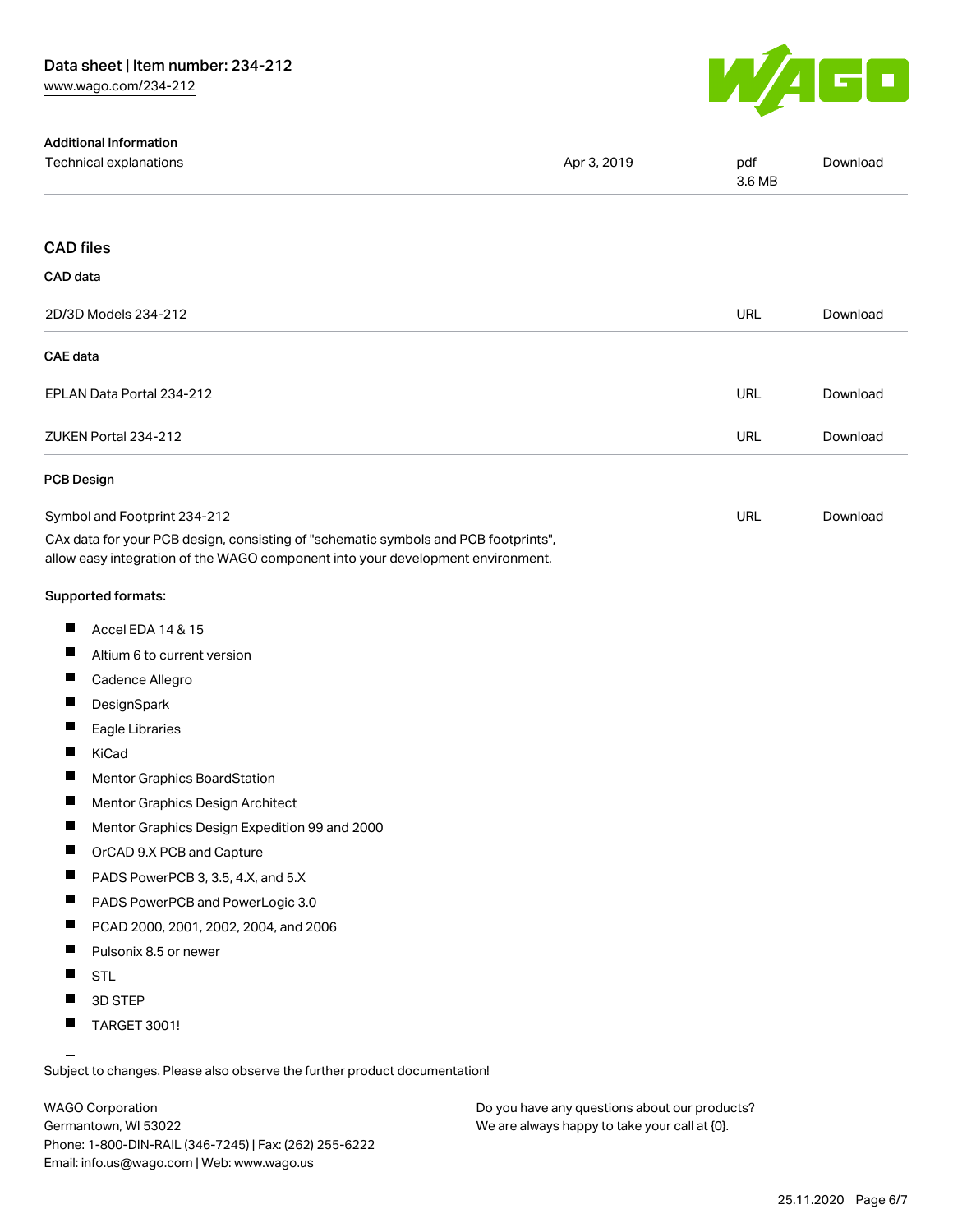### Additional Information

| Technical explanations | Apr 3, 2019 | pdf 3.6 MB | Download |
| --- | --- | --- | --- |

## CAD files

### CAD data

| 2D/3D Models 234-212 | URL | Download |
| --- | --- | --- |

### CAE data

| EPLAN Data Portal 234-212 | URL | Download |
| --- | --- | --- |
| ZUKEN Portal 234-212 | URL | Download |

### PCB Design

| Symbol and Footprint 234-212 | URL | Download |
| --- | --- | --- |

CAx data for your PCB design, consisting of "schematic symbols and PCB footprints", allow easy integration of the WAGO component into your development environment.

**Supported formats:**

- Accel EDA 14 & 15
- Altium 6 to current version
- Cadence Allegro
- DesignSpark
- Eagle Libraries
- KiCad
- Mentor Graphics BoardStation
- Mentor Graphics Design Architect
- Mentor Graphics Design Expedition 99 and 2000
- OrCAD 9.X PCB and Capture
- PADS PowerPCB 3, 3.5, 4.X, and 5.X
- PADS PowerPCB and PowerLogic 3.0
- PCAD 2000, 2001, 2002, 2004, and 2006
- Pulsonix 8.5 or newer
- STL
- 3D STEP
- TARGET 3001!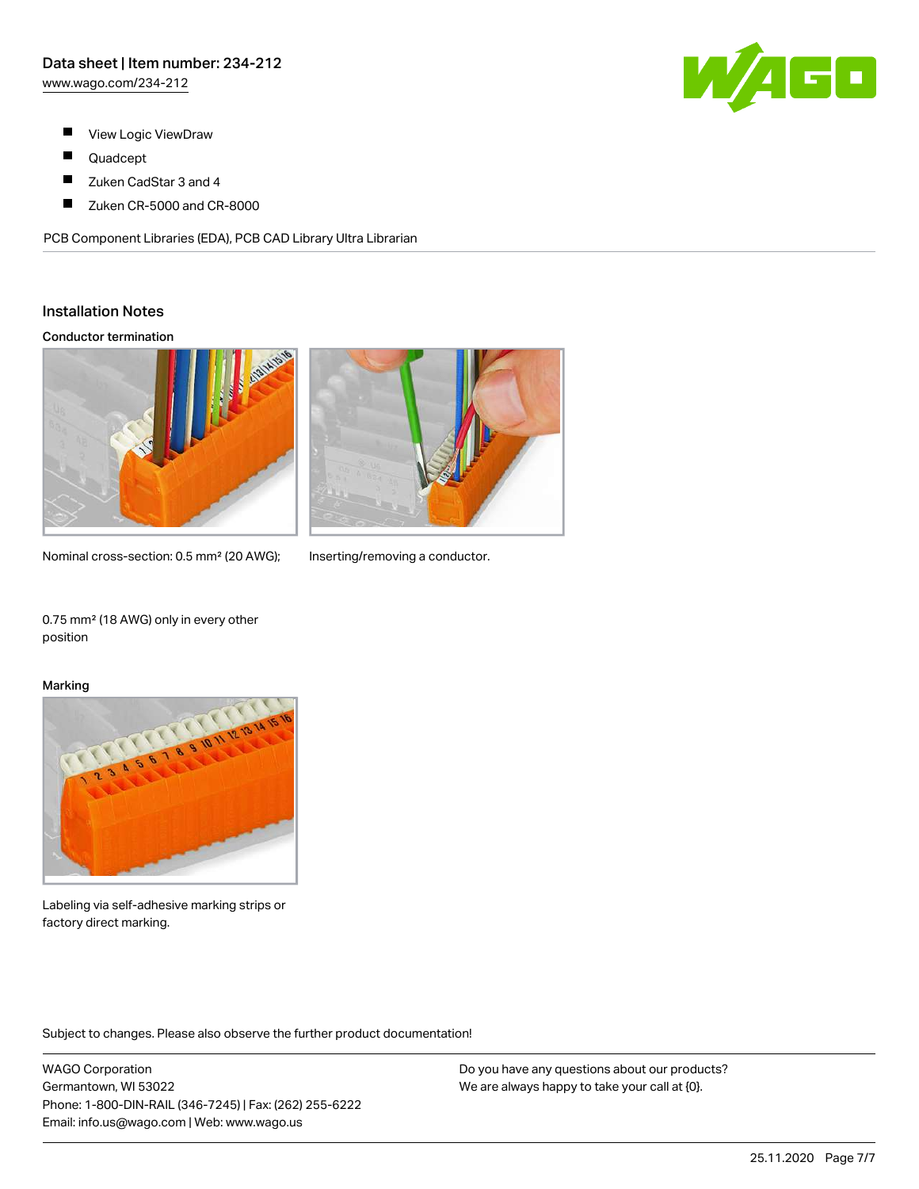- View Logic ViewDraw
- Quadcept
- Zuken CadStar 3 and 4
- Zuken CR-5000 and CR-8000

PCB Component Libraries (EDA), PCB CAD Library Ultra Librarian

## Installation Notes

### Conductor termination

Nominal cross-section: 0.5 mm² (20 AWG);

Inserting/removing a conductor.

0.75 mm² (18 AWG) only in every other position

### Marking

Labeling via self-adhesive marking strips or factory direct marking.

Subject to changes. Please also observe the further product documentation!

WAGO Corporation
Germantown, WI 53022
Phone: 1-800-DIN-RAIL (346-7245) | Fax: (262) 255-6222
Email: info.us@wago.com | Web: www.wago.us

Do you have any questions about our products?
We are always happy to take your call at {0}.